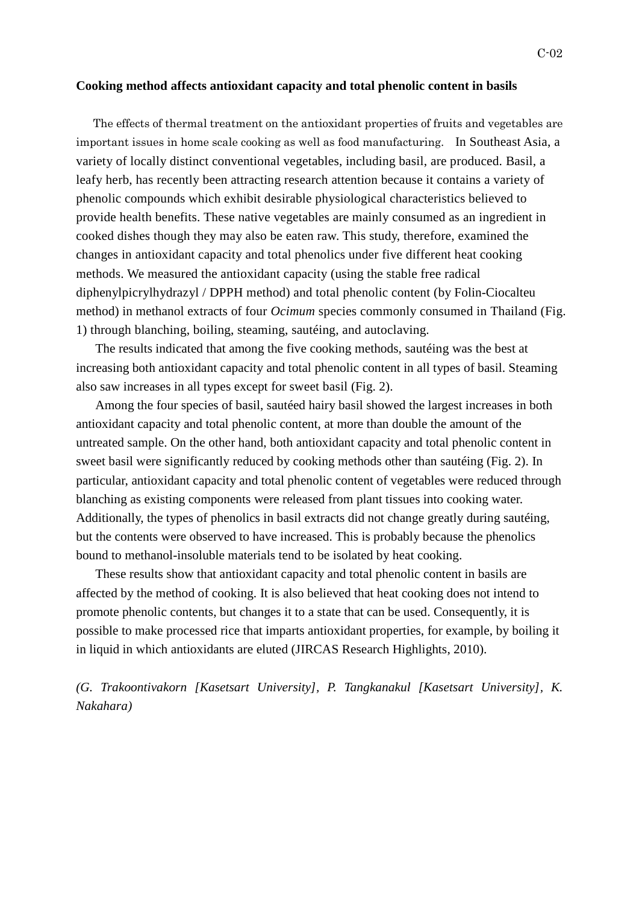**Cooking method affects antioxidant capacity and total phenolic content in basils**

The effects of thermal treatment on the antioxidant properties of fruits and vegetables are important issues in home scale cooking as well as food manufacturing. In Southeast Asia, a variety of locally distinct conventional vegetables, including basil, are produced. Basil, a leafy herb, has recently been attracting research attention because it contains a variety of phenolic compounds which exhibit desirable physiological characteristics believed to provide health benefits. These native vegetables are mainly consumed as an ingredient in cooked dishes though they may also be eaten raw. This study, therefore, examined the changes in antioxidant capacity and total phenolics under five different heat cooking methods. We measured the antioxidant capacity (using the stable free radical diphenylpicrylhydrazyl / DPPH method) and total phenolic content (by Folin-Ciocalteu method) in methanol extracts of four *Ocimum* species commonly consumed in Thailand (Fig. 1) through blanching, boiling, steaming, sautéing, and autoclaving.

The results indicated that among the five cooking methods, sautéing was the best at increasing both antioxidant capacity and total phenolic content in all types of basil. Steaming also saw increases in all types except for sweet basil (Fig. 2).

Among the four species of basil, sautéed hairy basil showed the largest increases in both antioxidant capacity and total phenolic content, at more than double the amount of the untreated sample. On the other hand, both antioxidant capacity and total phenolic content in sweet basil were significantly reduced by cooking methods other than sautéing (Fig. 2). In particular, antioxidant capacity and total phenolic content of vegetables were reduced through blanching as existing components were released from plant tissues into cooking water. Additionally, the types of phenolics in basil extracts did not change greatly during sautéing, but the contents were observed to have increased. This is probably because the phenolics bound to methanol-insoluble materials tend to be isolated by heat cooking.

These results show that antioxidant capacity and total phenolic content in basils are affected by the method of cooking. It is also believed that heat cooking does not intend to promote phenolic contents, but changes it to a state that can be used. Consequently, it is possible to make processed rice that imparts antioxidant properties, for example, by boiling it in liquid in which antioxidants are eluted (JIRCAS Research Highlights, 2010).

*(G. Trakoontivakorn [Kasetsart University], P. Tangkanakul [Kasetsart University], K. Nakahara)*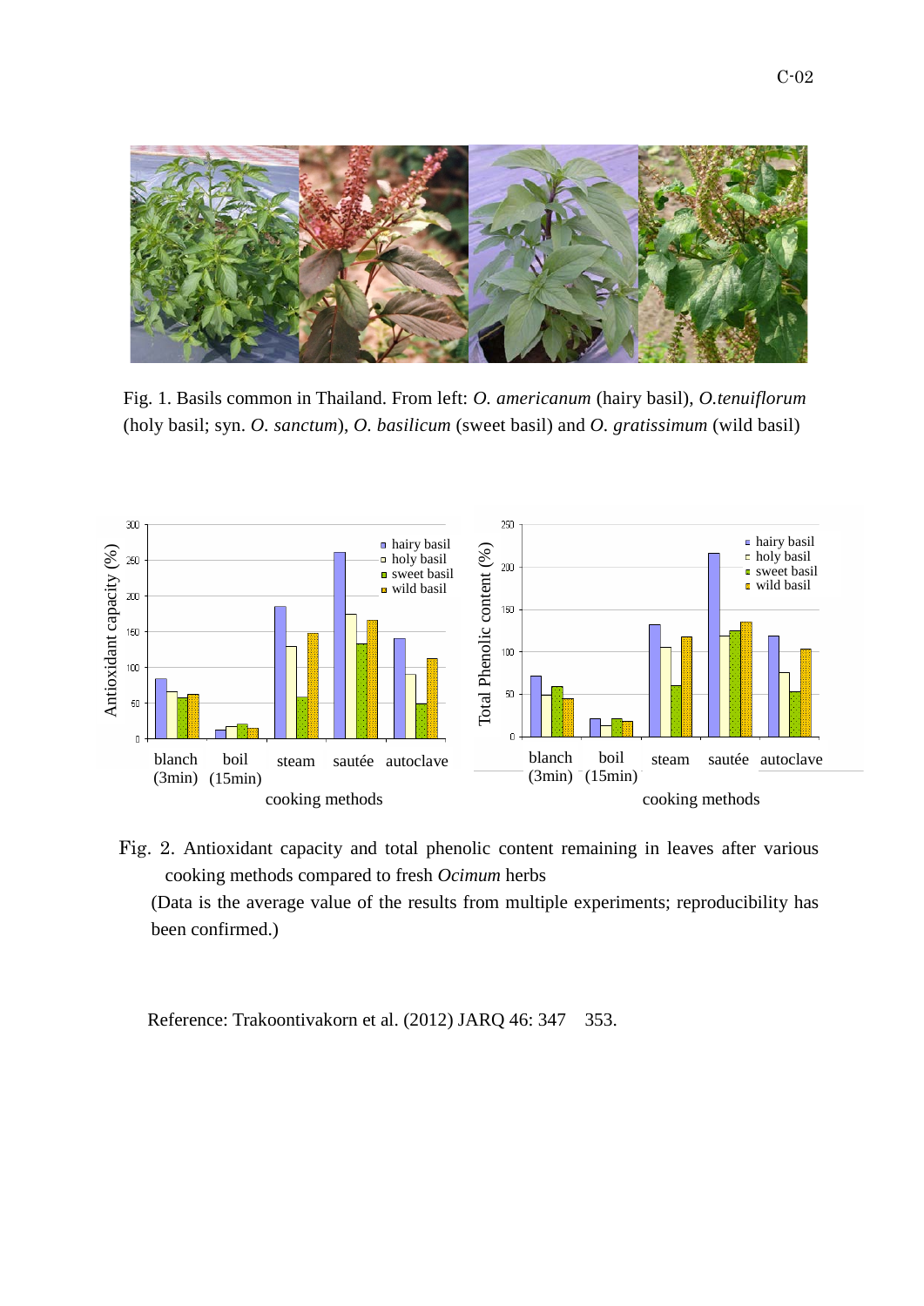Fig. 1. Basils common in Thailand. From left: *O. americanum* (hairy basil), *O.tenuiflorum* (holy basil; syn. *O. sanctum*), *O. basilicum* (sweet basil) and *O. gratissimum* (wild basil)

Antioxidant capacity (%)

300
250
200
150
100
50
0

hairy basil
holy basil
sweet basil
wild basil

blanch (3min)
boil (15min)
steam
sautée
autoclave

cooking methods

Total Phenolic content (%)

250
200
150
100
50
0

hairy basil
holy basil
sweet basil
wild basil

blanch (3min)
boil (15min)
steam
sautée
autoclave

cooking methods

Fig. 2. Antioxidant capacity and total phenolic content remaining in leaves after various cooking methods compared to fresh *Ocimum* herbs

(Data is the average value of the results from multiple experiments; reproducibility has been confirmed.)

Reference: Trakoontivakorn et al. (2012) JARQ 46: 347 353.